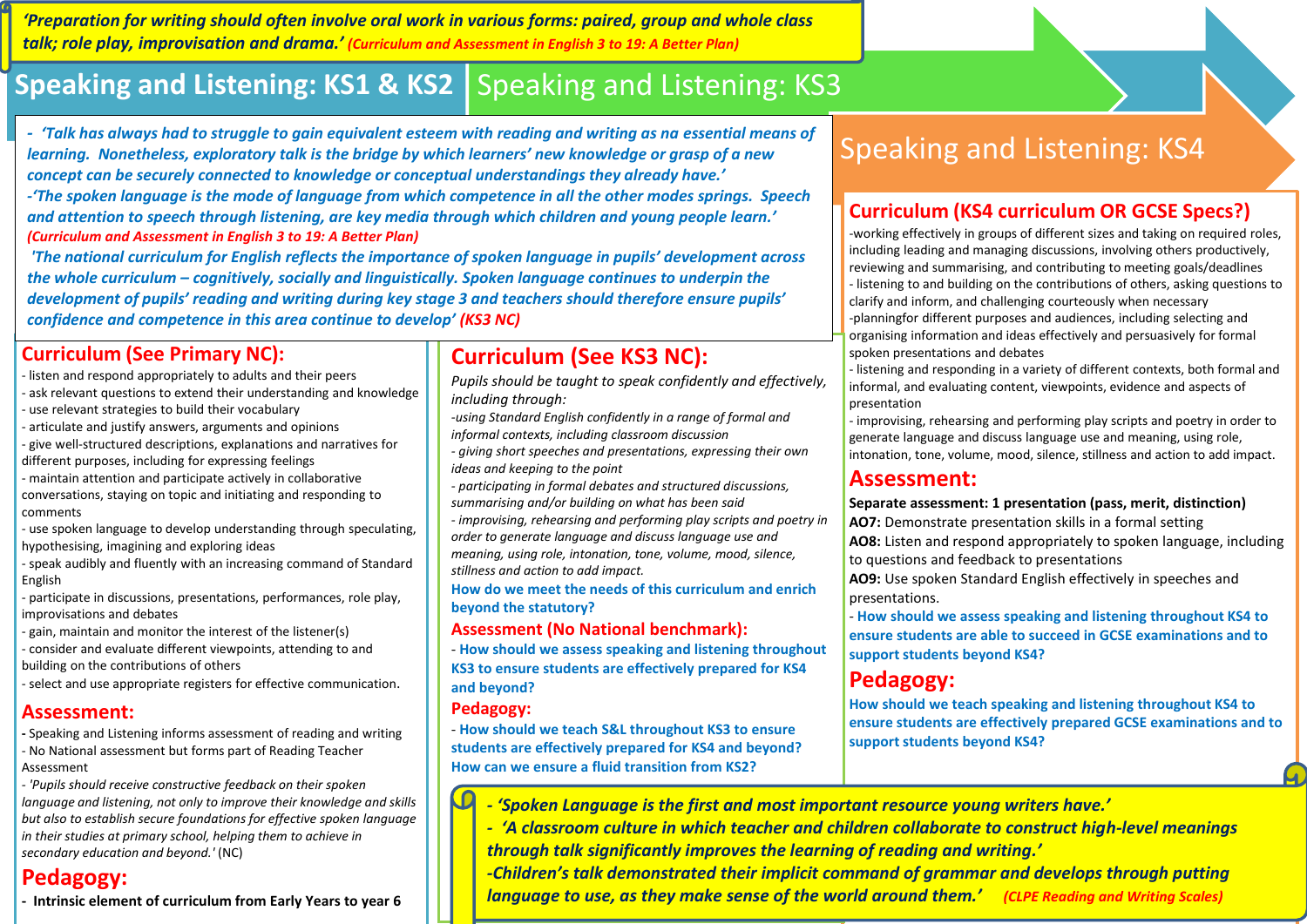*'Preparation for writing should often involve oral work in various forms: paired, group and whole class talk; role play, improvisation and drama.'* *(Curriculum and Assessment in English 3 to 19: A Better Plan)*

# Speaking and Listening: KS1 & KS2

# Speaking and Listening: KS3

# Speaking and Listening: KS4

*- 'Talk has always had to struggle to gain equivalent esteem with reading and writing as na essential means of learning. Nonetheless, exploratory talk is the bridge by which learners' new knowledge or grasp of a new concept can be securely connected to knowledge or conceptual understandings they already have.'*

*-'The spoken language is the mode of language from which competence in all the other modes springs. Speech and attention to speech through listening, are key media through which children and young people learn.'* *(Curriculum and Assessment in English 3 to 19: A Better Plan)*

*'The national curriculum for English reflects the importance of spoken language in pupils' development across the whole curriculum – cognitively, socially and linguistically. Spoken language continues to underpin the development of pupils' reading and writing during key stage 3 and teachers should therefore ensure pupils' confidence and competence in this area continue to develop'* *(KS3 NC)*

## KS1 & KS2

### Curriculum (See Primary NC):

- listen and respond appropriately to adults and their peers
- ask relevant questions to extend their understanding and knowledge
- use relevant strategies to build their vocabulary
- articulate and justify answers, arguments and opinions
- give well-structured descriptions, explanations and narratives for different purposes, including for expressing feelings
- maintain attention and participate actively in collaborative conversations, staying on topic and initiating and responding to comments
- use spoken language to develop understanding through speculating, hypothesising, imagining and exploring ideas
- speak audibly and fluently with an increasing command of Standard English
- participate in discussions, presentations, performances, role play, improvisations and debates
- gain, maintain and monitor the interest of the listener(s)
- consider and evaluate different viewpoints, attending to and building on the contributions of others
- select and use appropriate registers for effective communication.

### Assessment:

- Speaking and Listening informs assessment of reading and writing
- No National assessment but forms part of Reading Teacher Assessment
- *'Pupils should receive constructive feedback on their spoken language and listening, not only to improve their knowledge and skills but also to establish secure foundations for effective spoken language in their studies at primary school, helping them to achieve in secondary education and beyond.'* (NC)

### Pedagogy:

- **Intrinsic element of curriculum from Early Years to year 6**

## KS3

### Curriculum (See KS3 NC):

*Pupils should be taught to speak confidently and effectively, including through:*

*-using Standard English confidently in a range of formal and informal contexts, including classroom discussion*

*- giving short speeches and presentations, expressing their own ideas and keeping to the point*

*- participating in formal debates and structured discussions, summarising and/or building on what has been said*

*- improvising, rehearsing and performing play scripts and poetry in order to generate language and discuss language use and meaning, using role, intonation, tone, volume, mood, silence, stillness and action to add impact.*

**How do we meet the needs of this curriculum and enrich beyond the statutory?**

### Assessment (No National benchmark):

- **How should we assess speaking and listening throughout KS3 to ensure students are effectively prepared for KS4 and beyond?**

### Pedagogy:

- **How should we teach S&L throughout KS3 to ensure students are effectively prepared for KS4 and beyond? How can we ensure a fluid transition from KS2?**

## KS4

### Curriculum (KS4 curriculum OR GCSE Specs?)

-working effectively in groups of different sizes and taking on required roles, including leading and managing discussions, involving others productively, reviewing and summarising, and contributing to meeting goals/deadlines
- listening to and building on the contributions of others, asking questions to clarify and inform, and challenging courteously when necessary
-planningfor different purposes and audiences, including selecting and organising information and ideas effectively and persuasively for formal spoken presentations and debates
- listening and responding in a variety of different contexts, both formal and informal, and evaluating content, viewpoints, evidence and aspects of presentation
- improvising, rehearsing and performing play scripts and poetry in order to generate language and discuss language use and meaning, using role, intonation, tone, volume, mood, silence, stillness and action to add impact.

### Assessment:

**Separate assessment: 1 presentation (pass, merit, distinction)**

**AO7:** Demonstrate presentation skills in a formal setting

**AO8:** Listen and respond appropriately to spoken language, including to questions and feedback to presentations

**AO9:** Use spoken Standard English effectively in speeches and presentations.

- **How should we assess speaking and listening throughout KS4 to ensure students are able to succeed in GCSE examinations and to support students beyond KS4?**

### Pedagogy:

**How should we teach speaking and listening throughout KS4 to ensure students are effectively prepared GCSE examinations and to support students beyond KS4?**

---

*- 'Spoken Language is the first and most important resource young writers have.'*

*- 'A classroom culture in which teacher and children collaborate to construct high-level meanings through talk significantly improves the learning of reading and writing.'*

*-Children's talk demonstrated their implicit command of grammar and develops through putting language to use, as they make sense of the world around them.'* *(CLPE Reading and Writing Scales)*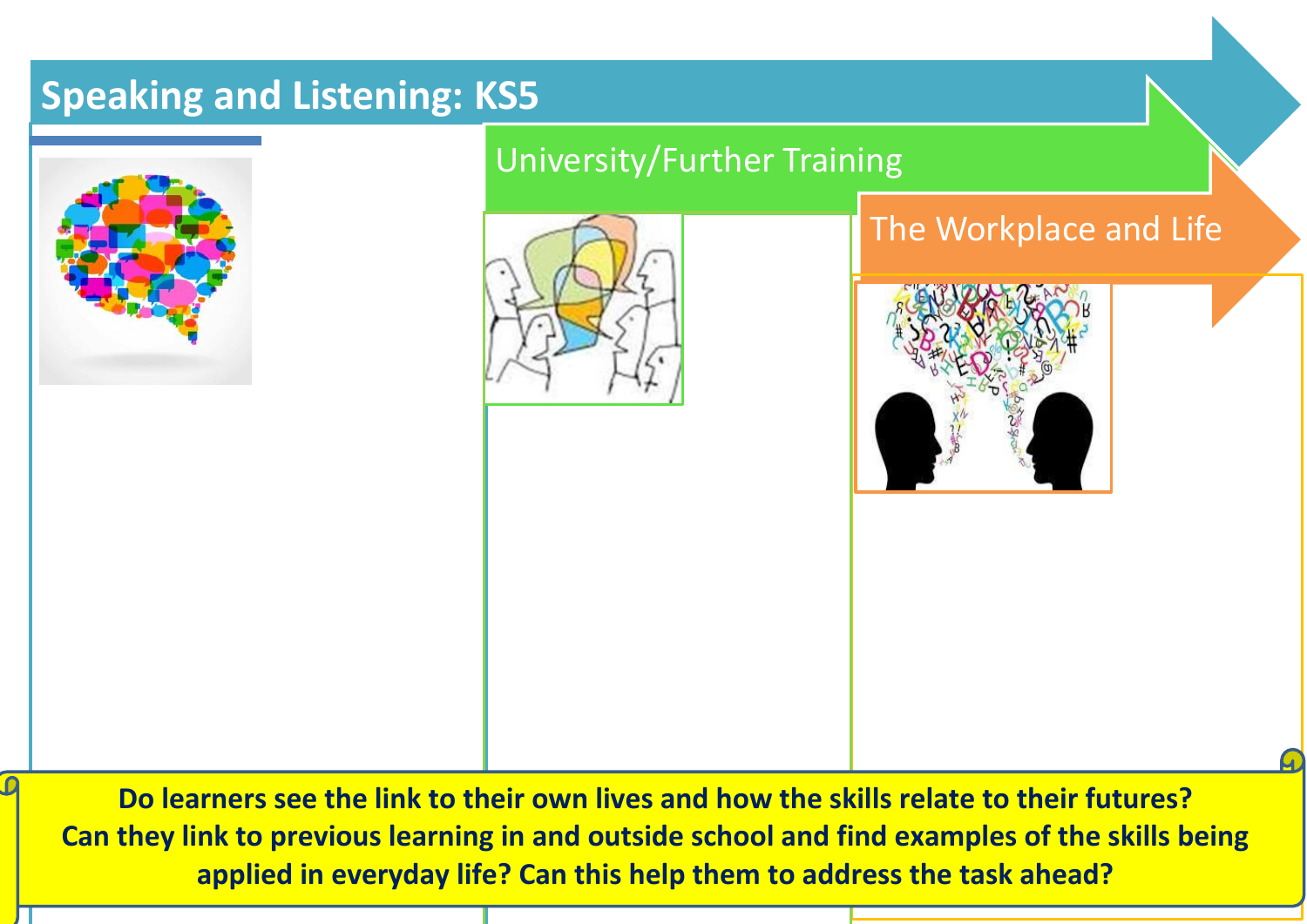# Speaking and Listening: KS5

## University/Further Training

## The Workplace and Life

**Do learners see the link to their own lives and how the skills relate to their futures? Can they link to previous learning in and outside school and find examples of the skills being applied in everyday life? Can this help them to address the task ahead?**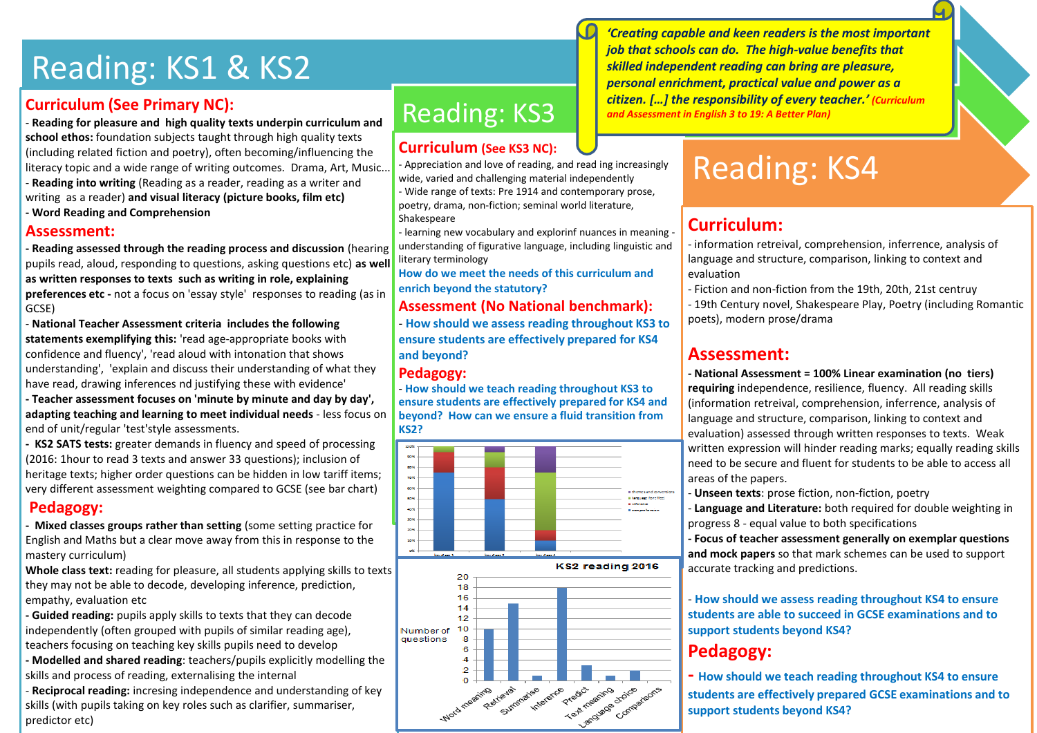# Reading: KS1 & KS2

## Curriculum (See Primary NC):

- **Reading for pleasure and high quality texts underpin curriculum and school ethos:** foundation subjects taught through high quality texts (including related fiction and poetry), often becoming/influencing the literacy topic and a wide range of writing outcomes. Drama, Art, Music...
- **Reading into writing** (Reading as a reader, reading as a writer and writing as a reader) **and visual literacy (picture books, film etc)**
- **Word Reading and Comprehension**

## Assessment:

- **Reading assessed through the reading process and discussion** (hearing pupils read, aloud, responding to questions, asking questions etc) **as well as written responses to texts such as writing in role, explaining preferences etc -** not a focus on 'essay style' responses to reading (as in GCSE)
- **National Teacher Assessment criteria includes the following statements exemplifying this:** 'read age-appropriate books with confidence and fluency', 'read aloud with intonation that shows understanding', 'explain and discuss their understanding of what they have read, drawing inferences nd justifying these with evidence'
- **Teacher assessment focuses on 'minute by minute and day by day', adapting teaching and learning to meet individual needs** - less focus on end of unit/regular 'test'style assessments.
- **KS2 SATS tests:** greater demands in fluency and speed of processing (2016: 1hour to read 3 texts and answer 33 questions); inclusion of heritage texts; higher order questions can be hidden in low tariff items; very different assessment weighting compared to GCSE (see bar chart)

## Pedagogy:

- **Mixed classes groups rather than setting** (some setting practice for English and Maths but a clear move away from this in response to the mastery curriculum)

**Whole class text:** reading for pleasure, all students applying skills to texts they may not be able to decode, developing inference, prediction, empathy, evaluation etc

- **Guided reading:** pupils apply skills to texts that they can decode independently (often grouped with pupils of similar reading age), teachers focusing on teaching key skills pupils need to develop
- **Modelled and shared reading**: teachers/pupils explicitly modelling the skills and process of reading, externalising the internal
- **Reciprocal reading:** incresing independence and understanding of key skills (with pupils taking on key roles such as clarifier, summariser, predictor etc)

*'Creating capable and keen readers is the most important job that schools can do. The high-value benefits that skilled independent reading can bring are pleasure, personal enrichment, practical value and power as a citizen. […] the responsibility of every teacher.'* *(Curriculum and Assessment in English 3 to 19: A Better Plan)*

# Reading: KS3

## Curriculum (See KS3 NC):

- Appreciation and love of reading, and read ing increasingly wide, varied and challenging material independently
- Wide range of texts: Pre 1914 and contemporary prose, poetry, drama, non-fiction; seminal world literature, Shakespeare
- learning new vocabulary and explorinf nuances in meaning - understanding of figurative language, including linguistic and literary terminology

How do we meet the needs of this curriculum and enrich beyond the statutory?

## Assessment (No National benchmark):

- How should we assess reading throughout KS3 to ensure students are effectively prepared for KS4 and beyond?

## Pedagogy:

- How should we teach reading throughout KS3 to ensure students are effectively prepared for KS4 and beyond? How can we ensure a fluid transition from KS2?

**KS2 reading 2016**

| Question type | Number of questions |
|---|---|
| Word meaning | 10 |
| Retrieval | 15 |
| Summarise | 1 |
| Inference | 18 |
| Predict | 3 |
| Text meaning | 1 |
| Language choice | 2 |
| Comparisons | 0 |

# Reading: KS4

## Curriculum:

- information retreival, comprehension, inferrence, analysis of language and structure, comparison, linking to context and evaluation
- Fiction and non-fiction from the 19th, 20th, 21st centruy
- 19th Century novel, Shakespeare Play, Poetry (including Romantic poets), modern prose/drama

## Assessment:

- **National Assessment = 100% Linear examination (no tiers) requiring** independence, resilience, fluency. All reading skills (information retreival, comprehension, inferrence, analysis of language and structure, comparison, linking to context and evaluation) assessed through written responses to texts. Weak written expression will hinder reading marks; equally reading skills need to be secure and fluent for students to be able to access all areas of the papers.
- **Unseen texts**: prose fiction, non-fiction, poetry
- **Language and Literature:** both required for double weighting in progress 8 - equal value to both specifications
- **Focus of teacher assessment generally on exemplar questions and mock papers** so that mark schemes can be used to support accurate tracking and predictions.

- How should we assess reading throughout KS4 to ensure students are able to succeed in GCSE examinations and to support students beyond KS4?

## Pedagogy:

- How should we teach reading throughout KS4 to ensure students are effectively prepared GCSE examinations and to support students beyond KS4?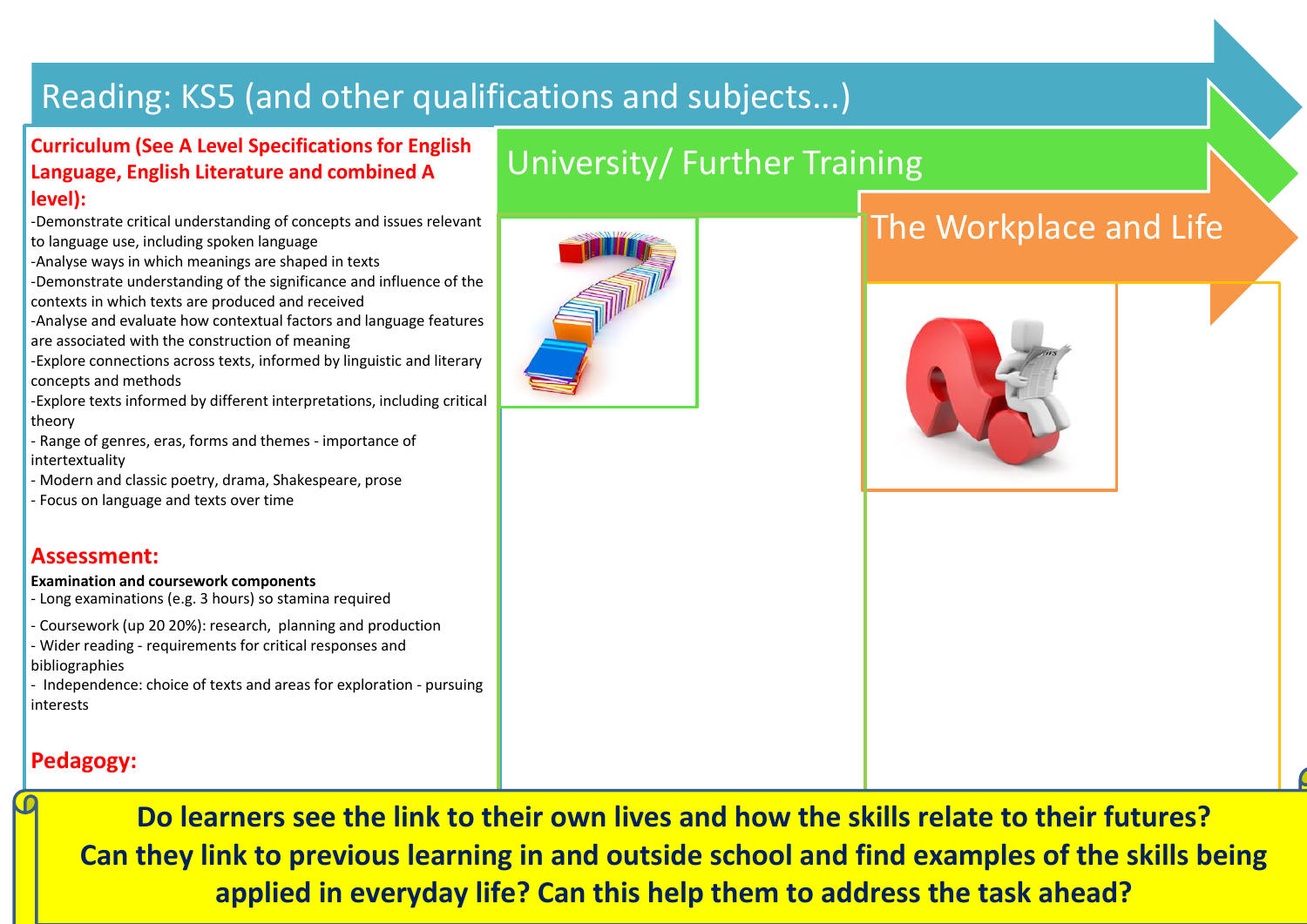# Reading: KS5 (and other qualifications and subjects...)

## Curriculum (See A Level Specifications for English Language, English Literature and combined A level):

-Demonstrate critical understanding of concepts and issues relevant to language use, including spoken language
-Analyse ways in which meanings are shaped in texts
-Demonstrate understanding of the significance and influence of the contexts in which texts are produced and received
-Analyse and evaluate how contextual factors and language features are associated with the construction of meaning
-Explore connections across texts, informed by linguistic and literary concepts and methods
-Explore texts informed by different interpretations, including critical theory
- Range of genres, eras, forms and themes - importance of intertextuality
- Modern and classic poetry, drama, Shakespeare, prose
- Focus on language and texts over time

## Assessment:

**Examination and coursework components**
- Long examinations (e.g. 3 hours) so stamina required
- Coursework (up 20 20%): research, planning and production
- Wider reading - requirements for critical responses and bibliographies
- Independence: choice of texts and areas for exploration - pursuing interests

## Pedagogy:

# University/ Further Training

# The Workplace and Life

**Do learners see the link to their own lives and how the skills relate to their futures? Can they link to previous learning in and outside school and find examples of the skills being applied in everyday life? Can this help them to address the task ahead?**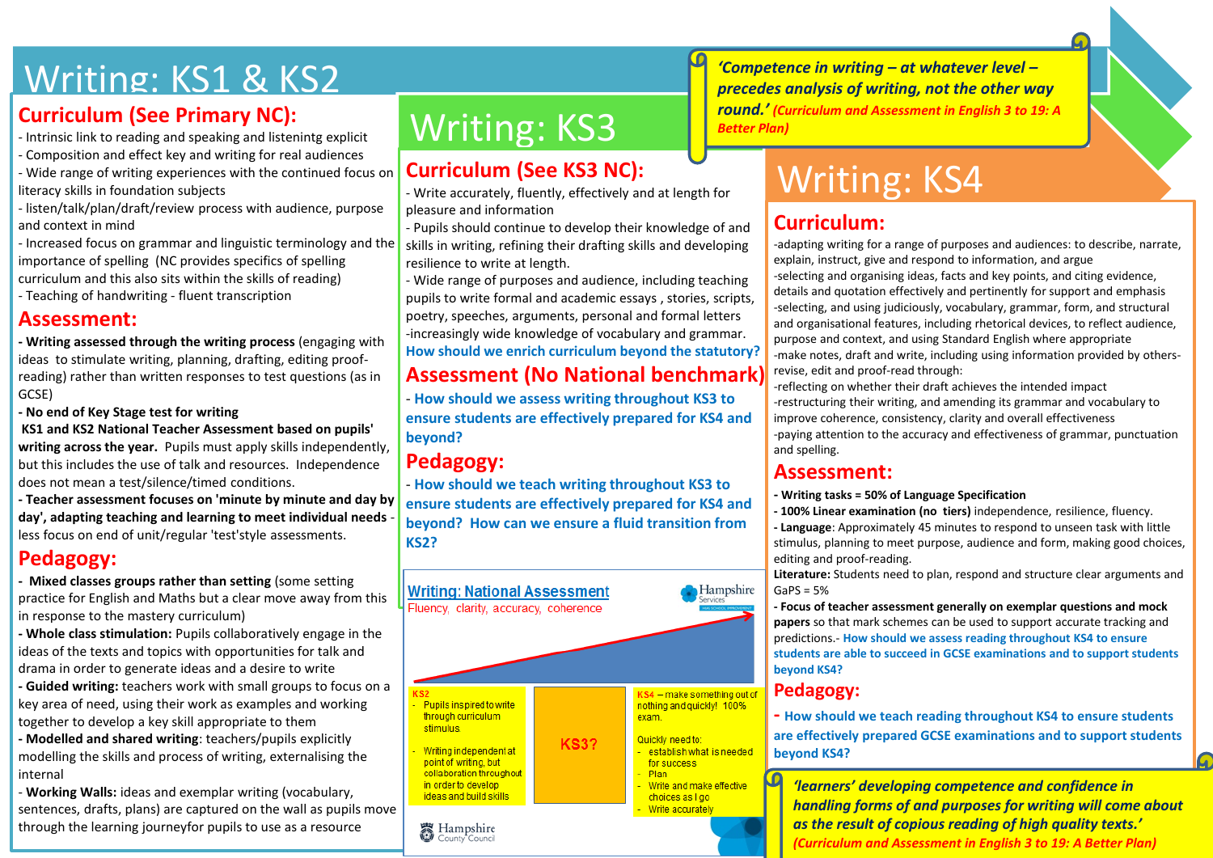# Writing: KS1 & KS2

## Curriculum (See Primary NC):

- Intrinsic link to reading and speaking and listenintg explicit
- Composition and effect key and writing for real audiences
- Wide range of writing experiences with the continued focus on literacy skills in foundation subjects
- listen/talk/plan/draft/review process with audience, purpose and context in mind
- Increased focus on grammar and linguistic terminology and the importance of spelling (NC provides specifics of spelling curriculum and this also sits within the skills of reading)
- Teaching of handwriting - fluent transcription

## Assessment:

- **Writing assessed through the writing process** (engaging with ideas to stimulate writing, planning, drafting, editing proof-reading) rather than written responses to test questions (as in GCSE)
- **No end of Key Stage test for writing**

**KS1 and KS2 National Teacher Assessment based on pupils' writing across the year.** Pupils must apply skills independently, but this includes the use of talk and resources. Independence does not mean a test/silence/timed conditions.

- **Teacher assessment focuses on 'minute by minute and day by day', adapting teaching and learning to meet individual needs** - less focus on end of unit/regular 'test'style assessments.

## Pedagogy:

- **Mixed classes groups rather than setting** (some setting practice for English and Maths but a clear move away from this in response to the mastery curriculum)
- **Whole class stimulation:** Pupils collaboratively engage in the ideas of the texts and topics with opportunities for talk and drama in order to generate ideas and a desire to write
- **Guided writing:** teachers work with small groups to focus on a key area of need, using their work as examples and working together to develop a key skill appropriate to them
- **Modelled and shared writing**: teachers/pupils explicitly modelling the skills and process of writing, externalising the internal
- **Working Walls:** ideas and exemplar writing (vocabulary, sentences, drafts, plans) are captured on the wall as pupils move through the learning journeyfor pupils to use as a resource

# Writing: KS3

## Curriculum (See KS3 NC):

- Write accurately, fluently, effectively and at length for pleasure and information
- Pupils should continue to develop their knowledge of and skills in writing, refining their drafting skills and developing resilience to write at length.
- Wide range of purposes and audience, including teaching pupils to write formal and academic essays , stories, scripts, poetry, speeches, arguments, personal and formal letters
-increasingly wide knowledge of vocabulary and grammar.

**How should we enrich curriculum beyond the statutory?**

## Assessment (No National benchmark)

- **How should we assess writing throughout KS3 to ensure students are effectively prepared for KS4 and beyond?**

## Pedagogy:

- **How should we teach writing throughout KS3 to ensure students are effectively prepared for KS4 and beyond? How can we ensure a fluid transition from KS2?**

**Writing: National Assessment**

Fluency, clarity, accuracy, coherence

Hampshire Services

| KS2 | | KS4 |
|---|---|---|
| - Pupils inspired to write through curriculum stimulus. <br> - Writing independent at point of writing, but collaboration throughout in order to develop ideas and build skills | KS3? | KS4 – make something out of nothing and quickly! 100% exam. <br> Quickly need to: <br> - establish what is needed for success <br> - Plan <br> - Write and make effective choices as I go <br> - Write accurately |

Hampshire County Council

> *'Competence in writing – at whatever level – precedes analysis of writing, not the other way round.'* *(Curriculum and Assessment in English 3 to 19: A Better Plan)*

# Writing: KS4

## Curriculum:

-adapting writing for a range of purposes and audiences: to describe, narrate, explain, instruct, give and respond to information, and argue
-selecting and organising ideas, facts and key points, and citing evidence, details and quotation effectively and pertinently for support and emphasis
-selecting, and using judiciously, vocabulary, grammar, form, and structural and organisational features, including rhetorical devices, to reflect audience, purpose and context, and using Standard English where appropriate
-make notes, draft and write, including using information provided by others-revise, edit and proof-read through:
-reflecting on whether their draft achieves the intended impact
-restructuring their writing, and amending its grammar and vocabulary to improve coherence, consistency, clarity and overall effectiveness
-paying attention to the accuracy and effectiveness of grammar, punctuation and spelling.

## Assessment:

- **Writing tasks = 50% of Language Specification**
- **100% Linear examination (no tiers)** independence, resilience, fluency.
- **Language**: Approximately 45 minutes to respond to unseen task with little stimulus, planning to meet purpose, audience and form, making good choices, editing and proof-reading.

**Literature:** Students need to plan, respond and structure clear arguments and GaPS = 5%

- **Focus of teacher assessment generally on exemplar questions and mock papers** so that mark schemes can be used to support accurate tracking and predictions.- **How should we assess reading throughout KS4 to ensure students are able to succeed in GCSE examinations and to support students beyond KS4?**

## Pedagogy:

- **How should we teach reading throughout KS4 to ensure students are effectively prepared GCSE examinations and to support students beyond KS4?**

> *'learners' developing competence and confidence in handling forms of and purposes for writing will come about as the result of copious reading of high quality texts.'* *(Curriculum and Assessment in English 3 to 19: A Better Plan)*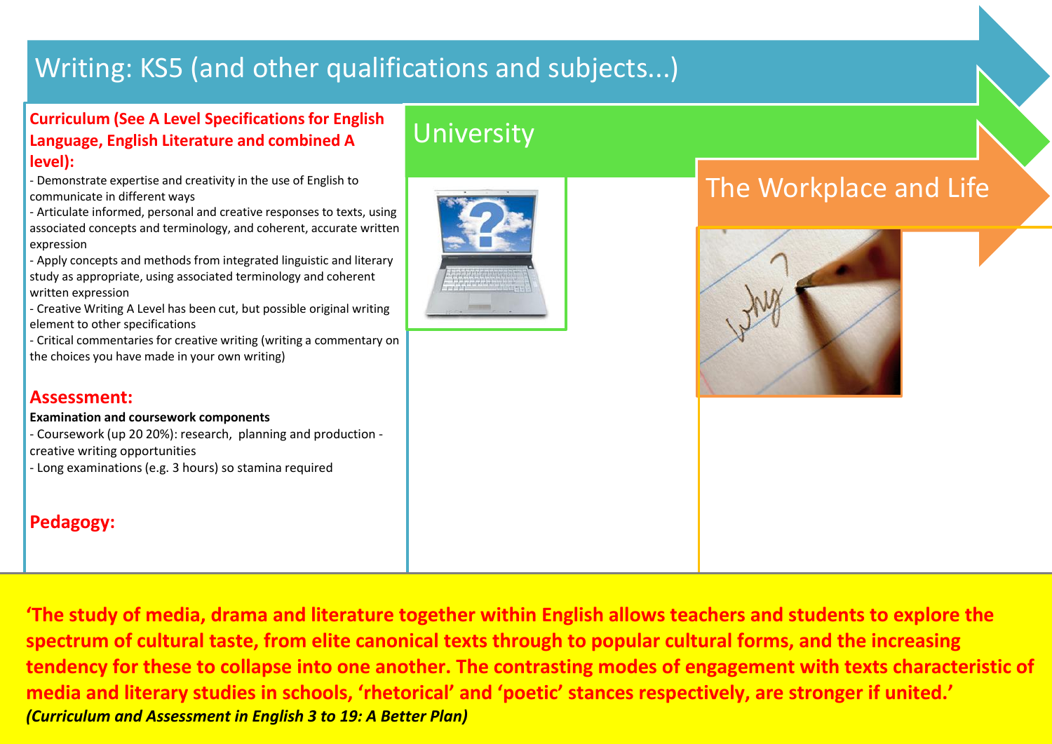# Writing: KS5 (and other qualifications and subjects...)

## Curriculum (See A Level Specifications for English Language, English Literature and combined A level):

- Demonstrate expertise and creativity in the use of English to communicate in different ways
- Articulate informed, personal and creative responses to texts, using associated concepts and terminology, and coherent, accurate written expression
- Apply concepts and methods from integrated linguistic and literary study as appropriate, using associated terminology and coherent written expression
- Creative Writing A Level has been cut, but possible original writing element to other specifications
- Critical commentaries for creative writing (writing a commentary on the choices you have made in your own writing)

## Assessment:

**Examination and coursework components**

- Coursework (up 20 20%): research, planning and production - creative writing opportunities
- Long examinations (e.g. 3 hours) so stamina required

## Pedagogy:

## University

## The Workplace and Life

**'The study of media, drama and literature together within English allows teachers and students to explore the spectrum of cultural taste, from elite canonical texts through to popular cultural forms, and the increasing tendency for these to collapse into one another. The contrasting modes of engagement with texts characteristic of media and literary studies in schools, 'rhetorical' and 'poetic' stances respectively, are stronger if united.'**
***(Curriculum and Assessment in English 3 to 19: A Better Plan)***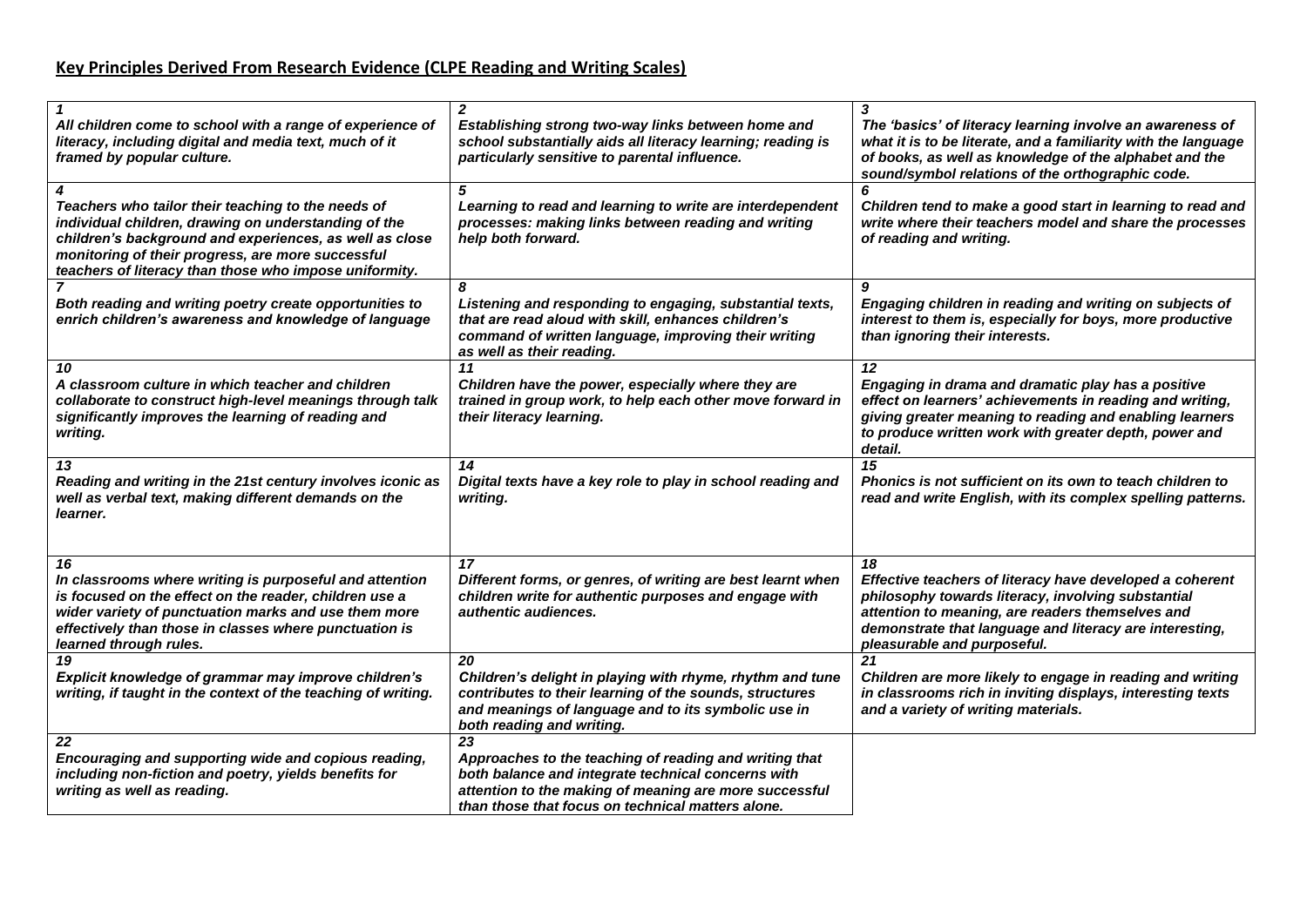## Key Principles Derived From Research Evidence (CLPE Reading and Writing Scales)

| | | |
|---|---|---|
| ***1*** *All children come to school with a range of experience of literacy, including digital and media text, much of it framed by popular culture.* | ***2*** *Establishing strong two-way links between home and school substantially aids all literacy learning; reading is particularly sensitive to parental influence.* | ***3*** *The 'basics' of literacy learning involve an awareness of what it is to be literate, and a familiarity with the language of books, as well as knowledge of the alphabet and the sound/symbol relations of the orthographic code.* |
| ***4*** *Teachers who tailor their teaching to the needs of individual children, drawing on understanding of the children's background and experiences, as well as close monitoring of their progress, are more successful teachers of literacy than those who impose uniformity.* | ***5*** *Learning to read and learning to write are interdependent processes: making links between reading and writing help both forward.* | ***6*** *Children tend to make a good start in learning to read and write where their teachers model and share the processes of reading and writing.* |
| ***7*** *Both reading and writing poetry create opportunities to enrich children's awareness and knowledge of language* | ***8*** *Listening and responding to engaging, substantial texts, that are read aloud with skill, enhances children's command of written language, improving their writing as well as their reading.* | ***9*** *Engaging children in reading and writing on subjects of interest to them is, especially for boys, more productive than ignoring their interests.* |
| ***10*** *A classroom culture in which teacher and children collaborate to construct high-level meanings through talk significantly improves the learning of reading and writing.* | ***11*** *Children have the power, especially where they are trained in group work, to help each other move forward in their literacy learning.* | ***12*** *Engaging in drama and dramatic play has a positive effect on learners' achievements in reading and writing, giving greater meaning to reading and enabling learners to produce written work with greater depth, power and detail.* |
| ***13*** *Reading and writing in the 21st century involves iconic as well as verbal text, making different demands on the learner.* | ***14*** *Digital texts have a key role to play in school reading and writing.* | ***15*** *Phonics is not sufficient on its own to teach children to read and write English, with its complex spelling patterns.* |
| ***16*** *In classrooms where writing is purposeful and attention is focused on the effect on the reader, children use a wider variety of punctuation marks and use them more effectively than those in classes where punctuation is learned through rules.* | ***17*** *Different forms, or genres, of writing are best learnt when children write for authentic purposes and engage with authentic audiences.* | ***18*** *Effective teachers of literacy have developed a coherent philosophy towards literacy, involving substantial attention to meaning, are readers themselves and demonstrate that language and literacy are interesting, pleasurable and purposeful.* |
| ***19*** *Explicit knowledge of grammar may improve children's writing, if taught in the context of the teaching of writing.* | ***20*** *Children's delight in playing with rhyme, rhythm and tune contributes to their learning of the sounds, structures and meanings of language and to its symbolic use in both reading and writing.* | ***21*** *Children are more likely to engage in reading and writing in classrooms rich in inviting displays, interesting texts and a variety of writing materials.* |
| ***22*** *Encouraging and supporting wide and copious reading, including non-fiction and poetry, yields benefits for writing as well as reading.* | ***23*** *Approaches to the teaching of reading and writing that both balance and integrate technical concerns with attention to the making of meaning are more successful than those that focus on technical matters alone.* | |